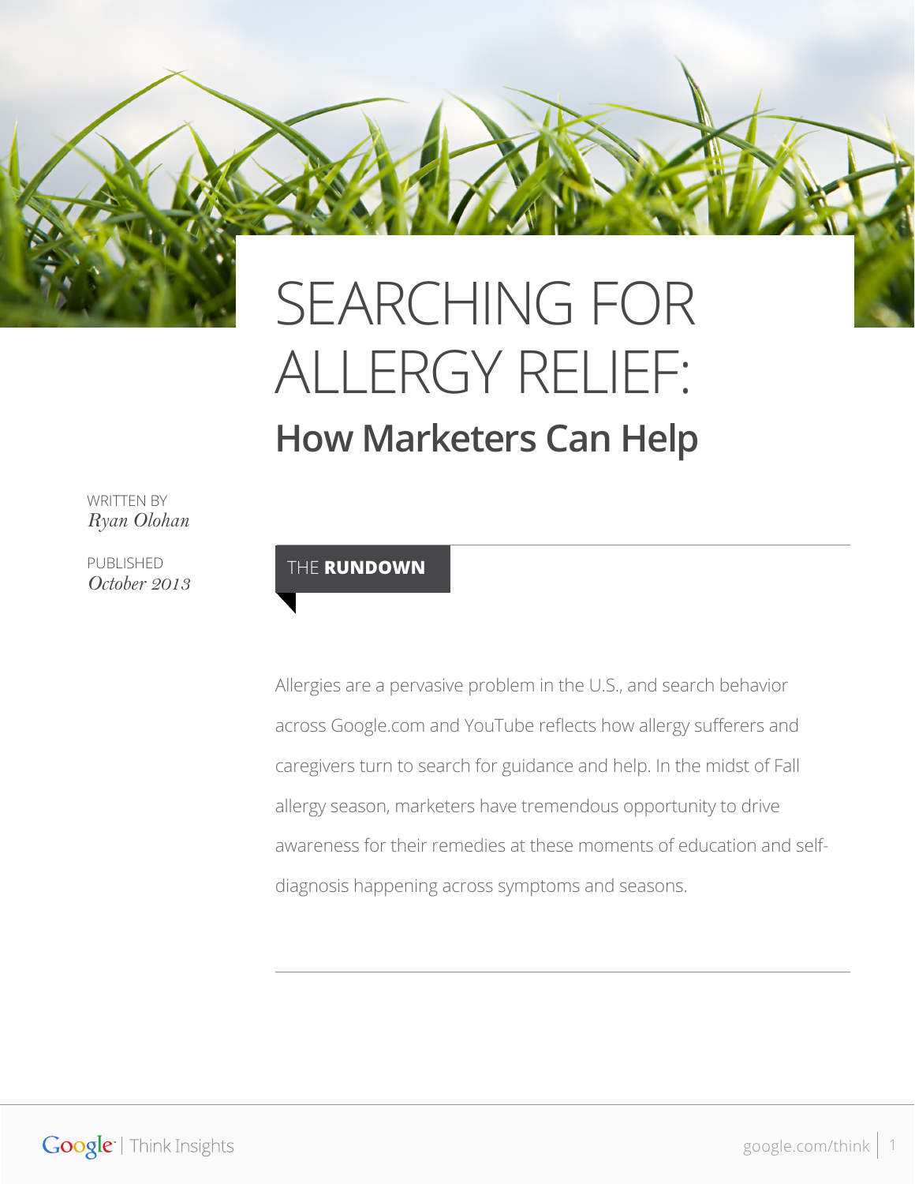# SEARCHING FOR ALLERGY RELIEF:

## How Marketers Can Help

WRITTEN BY
*Ryan Olohan*

PUBLISHED
*October 2013*

### THE **RUNDOWN**

Allergies are a pervasive problem in the U.S., and search behavior across Google.com and YouTube reflects how allergy sufferers and caregivers turn to search for guidance and help. In the midst of Fall allergy season, marketers have tremendous opportunity to drive awareness for their remedies at these moments of education and self-diagnosis happening across symptoms and seasons.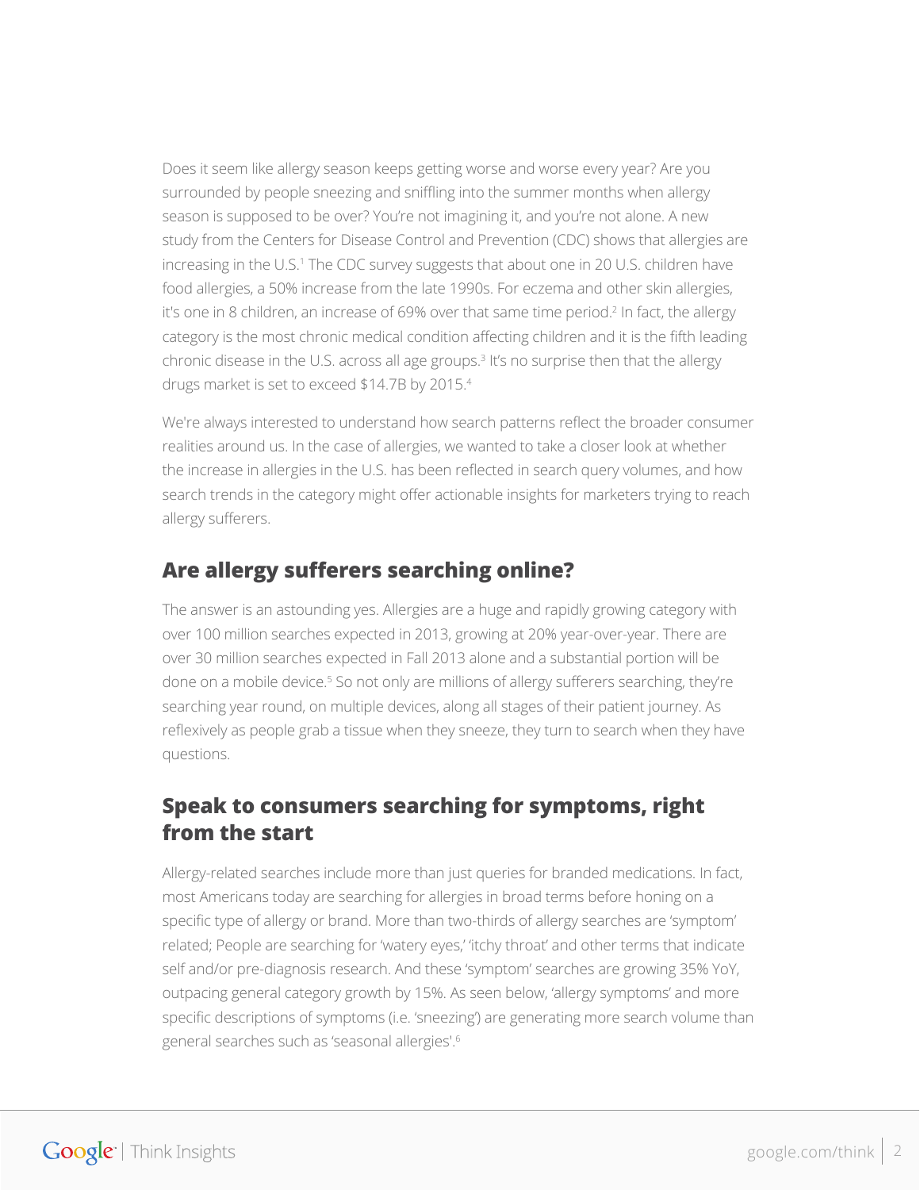Does it seem like allergy season keeps getting worse and worse every year? Are you surrounded by people sneezing and sniffling into the summer months when allergy season is supposed to be over? You're not imagining it, and you're not alone. A new study from the Centers for Disease Control and Prevention (CDC) shows that allergies are increasing in the U.S.[1] The CDC survey suggests that about one in 20 U.S. children have food allergies, a 50% increase from the late 1990s. For eczema and other skin allergies, it's one in 8 children, an increase of 69% over that same time period.[2] In fact, the allergy category is the most chronic medical condition affecting children and it is the fifth leading chronic disease in the U.S. across all age groups.[3] It's no surprise then that the allergy drugs market is set to exceed $14.7B by 2015.[4]

We're always interested to understand how search patterns reflect the broader consumer realities around us. In the case of allergies, we wanted to take a closer look at whether the increase in allergies in the U.S. has been reflected in search query volumes, and how search trends in the category might offer actionable insights for marketers trying to reach allergy sufferers.

## Are allergy sufferers searching online?

The answer is an astounding yes. Allergies are a huge and rapidly growing category with over 100 million searches expected in 2013, growing at 20% year-over-year. There are over 30 million searches expected in Fall 2013 alone and a substantial portion will be done on a mobile device.[5] So not only are millions of allergy sufferers searching, they're searching year round, on multiple devices, along all stages of their patient journey. As reflexively as people grab a tissue when they sneeze, they turn to search when they have questions.

## Speak to consumers searching for symptoms, right from the start

Allergy-related searches include more than just queries for branded medications. In fact, most Americans today are searching for allergies in broad terms before honing on a specific type of allergy or brand. More than two-thirds of allergy searches are 'symptom' related; People are searching for 'watery eyes,' 'itchy throat' and other terms that indicate self and/or pre-diagnosis research. And these 'symptom' searches are growing 35% YoY, outpacing general category growth by 15%. As seen below, 'allergy symptoms' and more specific descriptions of symptoms (i.e. 'sneezing') are generating more search volume than general searches such as 'seasonal allergies'.[6]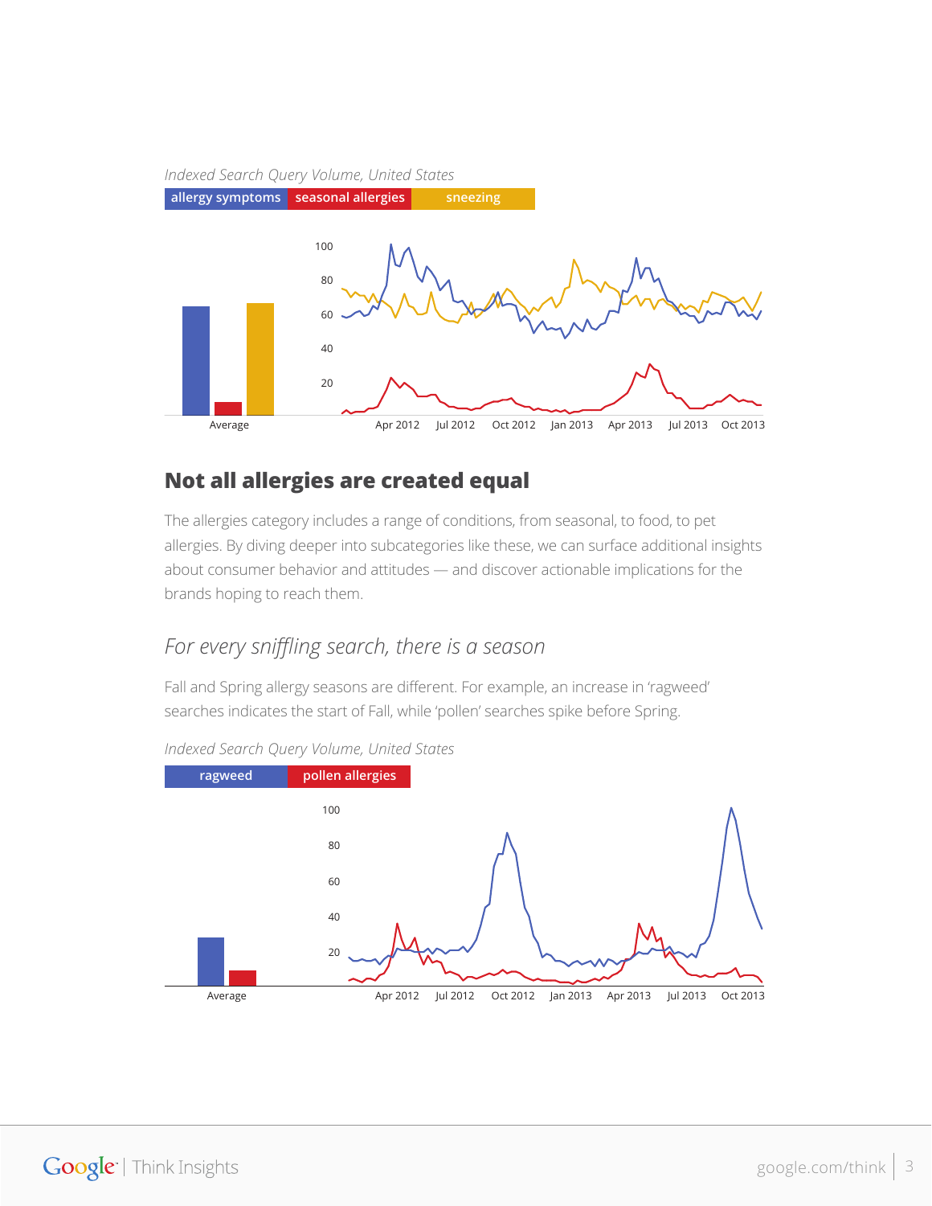*Indexed Search Query Volume, United States*

allergy symptoms | seasonal allergies | sneezing

## Not all allergies are created equal

The allergies category includes a range of conditions, from seasonal, to food, to pet allergies. By diving deeper into subcategories like these, we can surface additional insights about consumer behavior and attitudes — and discover actionable implications for the brands hoping to reach them.

### *For every sniffling search, there is a season*

Fall and Spring allergy seasons are different. For example, an increase in 'ragweed' searches indicates the start of Fall, while 'pollen' searches spike before Spring.

*Indexed Search Query Volume, United States*

ragweed | pollen allergies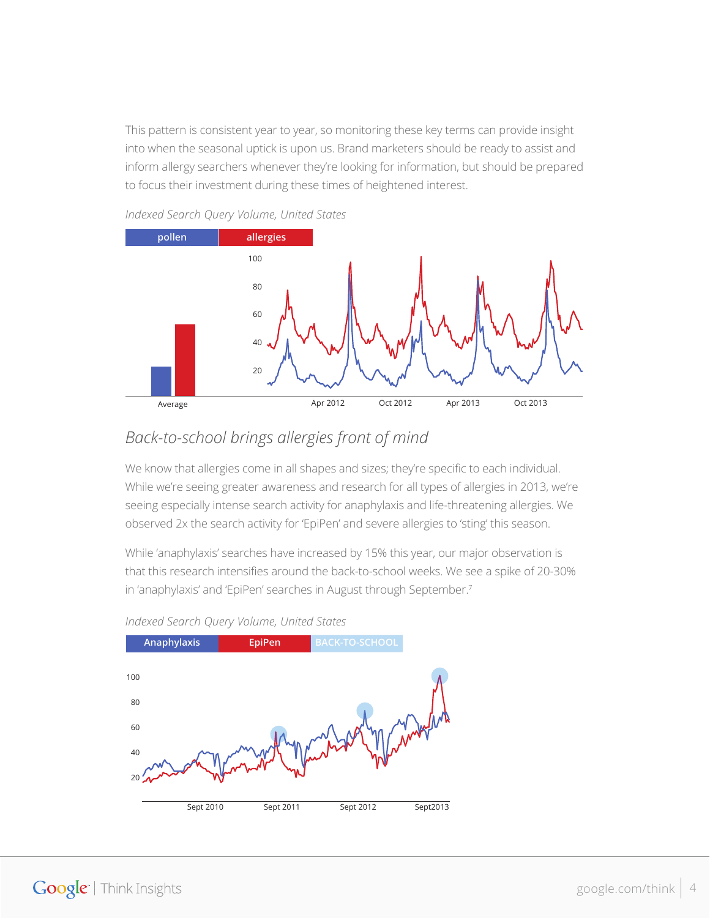This pattern is consistent year to year, so monitoring these key terms can provide insight into when the seasonal uptick is upon us. Brand marketers should be ready to assist and inform allergy searchers whenever they're looking for information, but should be prepared to focus their investment during these times of heightened interest.

*Indexed Search Query Volume, United States*

pollen | allergies

## *Back-to-school brings allergies front of mind*

We know that allergies come in all shapes and sizes; they're specific to each individual. While we're seeing greater awareness and research for all types of allergies in 2013, we're seeing especially intense search activity for anaphylaxis and life-threatening allergies. We observed 2x the search activity for 'EpiPen' and severe allergies to 'sting' this season.

While 'anaphylaxis' searches have increased by 15% this year, our major observation is that this research intensifies around the back-to-school weeks. We see a spike of 20-30% in 'anaphylaxis' and 'EpiPen' searches in August through September.[7]

*Indexed Search Query Volume, United States*

Anaphylaxis | EpiPen | BACK-TO-SCHOOL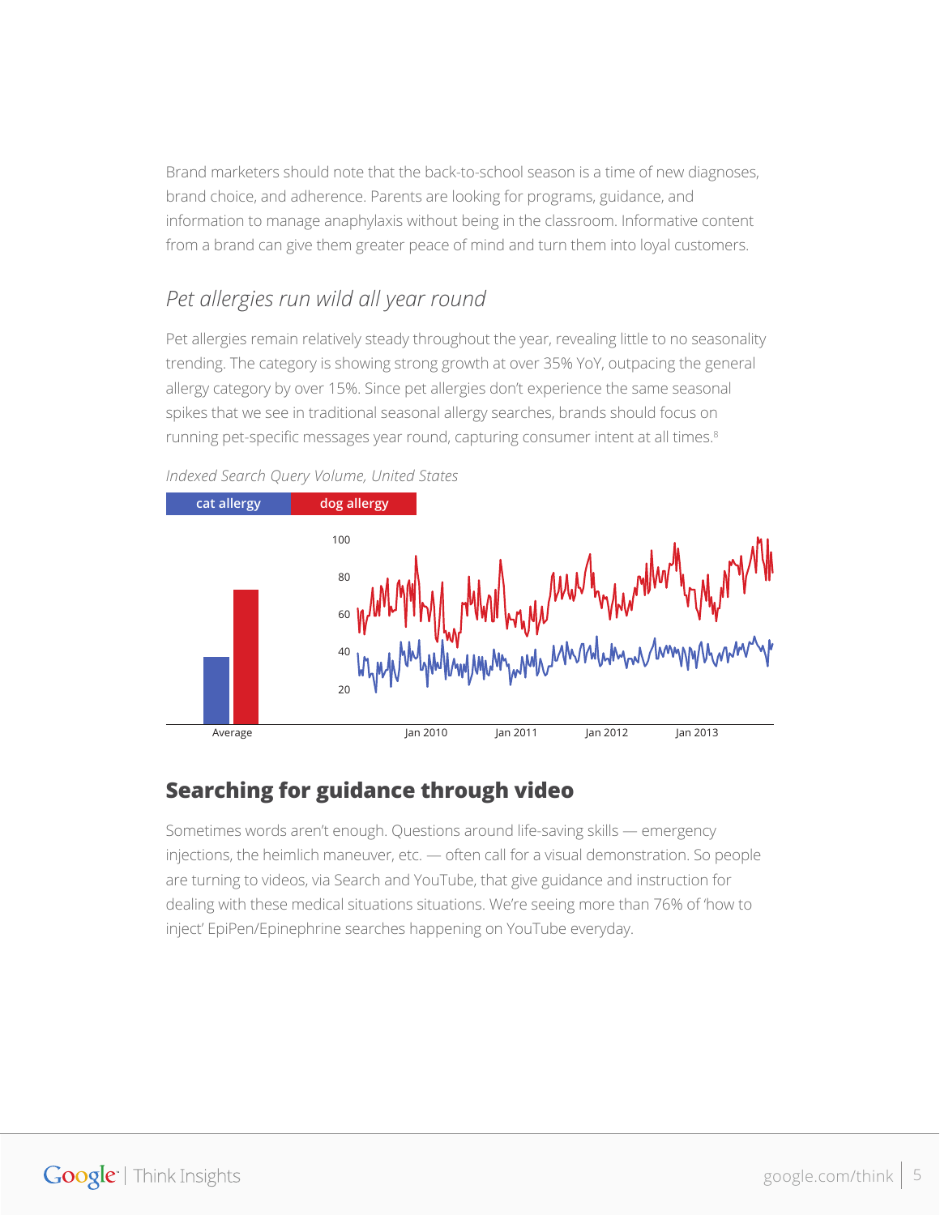Brand marketers should note that the back-to-school season is a time of new diagnoses, brand choice, and adherence. Parents are looking for programs, guidance, and information to manage anaphylaxis without being in the classroom. Informative content from a brand can give them greater peace of mind and turn them into loyal customers.

### *Pet allergies run wild all year round*

Pet allergies remain relatively steady throughout the year, revealing little to no seasonality trending. The category is showing strong growth at over 35% YoY, outpacing the general allergy category by over 15%. Since pet allergies don't experience the same seasonal spikes that we see in traditional seasonal allergy searches, brands should focus on running pet-specific messages year round, capturing consumer intent at all times.[8]

*Indexed Search Query Volume, United States*

cat allergy | dog allergy

Average

Jan 2010 Jan 2011 Jan 2012 Jan 2013

## Searching for guidance through video

Sometimes words aren't enough. Questions around life-saving skills — emergency injections, the heimlich maneuver, etc. — often call for a visual demonstration. So people are turning to videos, via Search and YouTube, that give guidance and instruction for dealing with these medical situations situations. We're seeing more than 76% of 'how to inject' EpiPen/Epinephrine searches happening on YouTube everyday.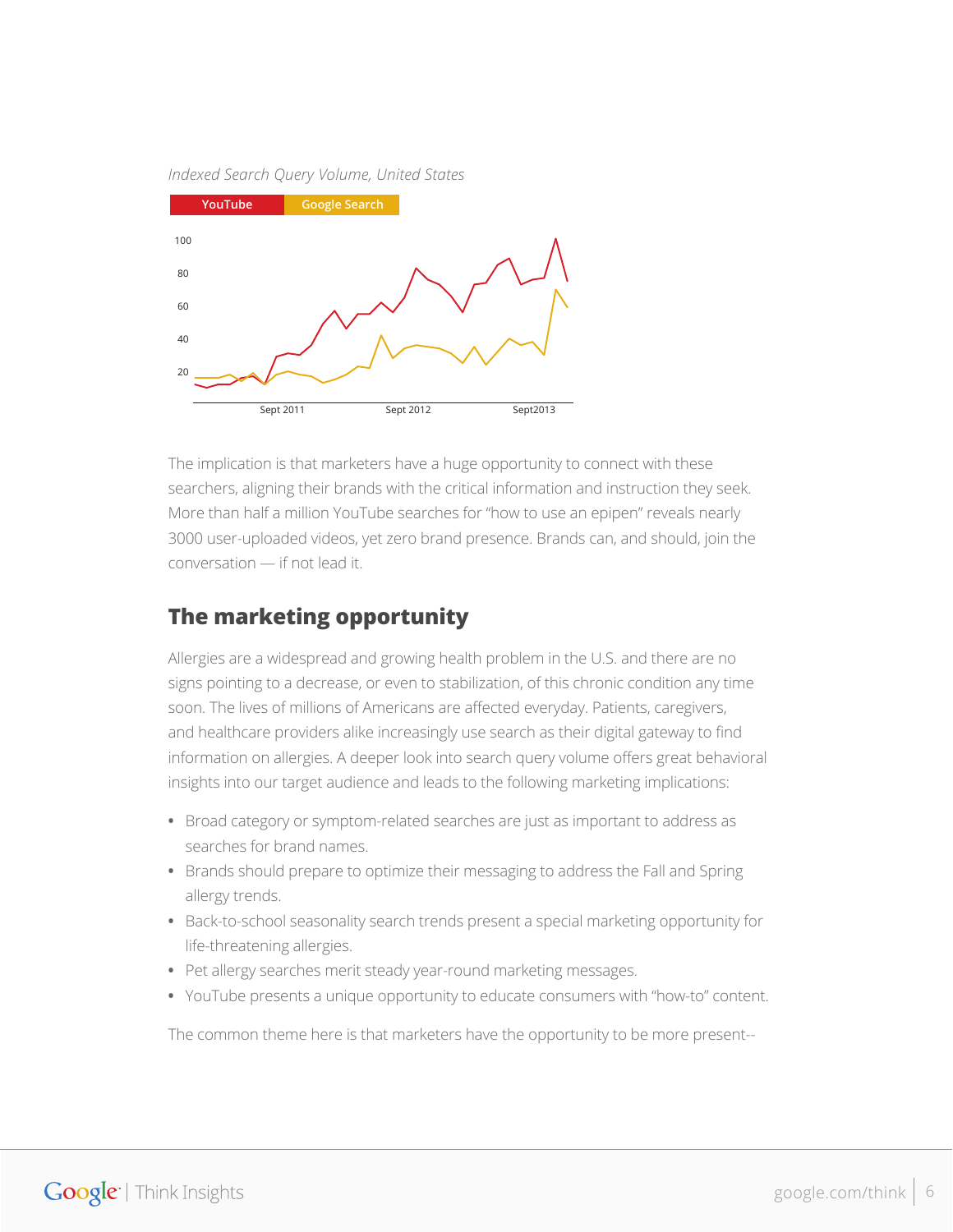*Indexed Search Query Volume, United States*

YouTube | Google Search

100
80
60
40
20

Sept 2011 | Sept 2012 | Sept2013

The implication is that marketers have a huge opportunity to connect with these searchers, aligning their brands with the critical information and instruction they seek. More than half a million YouTube searches for "how to use an epipen" reveals nearly 3000 user-uploaded videos, yet zero brand presence. Brands can, and should, join the conversation — if not lead it.

## The marketing opportunity

Allergies are a widespread and growing health problem in the U.S. and there are no signs pointing to a decrease, or even to stabilization, of this chronic condition any time soon. The lives of millions of Americans are affected everyday. Patients, caregivers, and healthcare providers alike increasingly use search as their digital gateway to find information on allergies. A deeper look into search query volume offers great behavioral insights into our target audience and leads to the following marketing implications:

- Broad category or symptom-related searches are just as important to address as searches for brand names.
- Brands should prepare to optimize their messaging to address the Fall and Spring allergy trends.
- Back-to-school seasonality search trends present a special marketing opportunity for life-threatening allergies.
- Pet allergy searches merit steady year-round marketing messages.
- YouTube presents a unique opportunity to educate consumers with "how-to" content.

The common theme here is that marketers have the opportunity to be more present--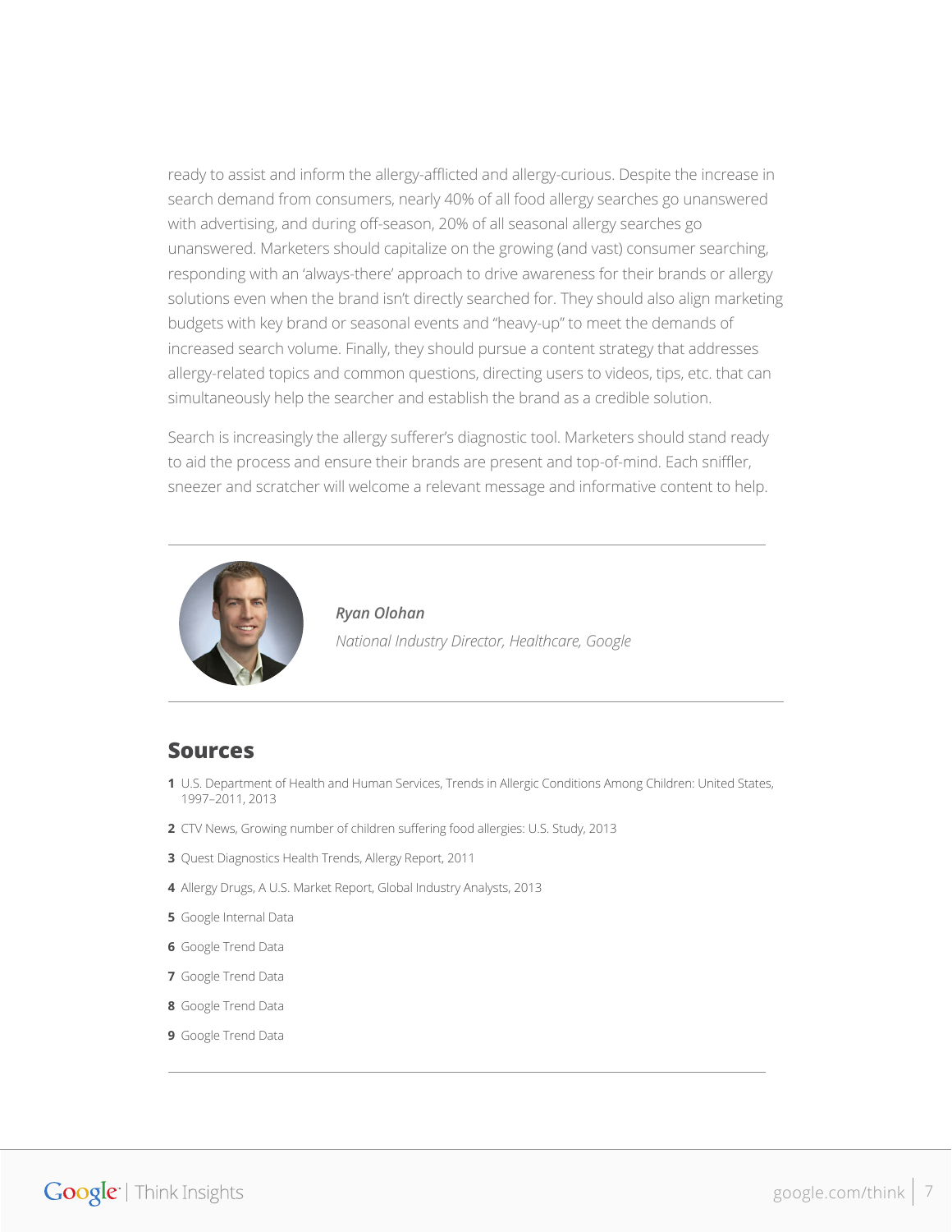ready to assist and inform the allergy-afflicted and allergy-curious. Despite the increase in search demand from consumers, nearly 40% of all food allergy searches go unanswered with advertising, and during off-season, 20% of all seasonal allergy searches go unanswered. Marketers should capitalize on the growing (and vast) consumer searching, responding with an 'always-there' approach to drive awareness for their brands or allergy solutions even when the brand isn't directly searched for. They should also align marketing budgets with key brand or seasonal events and "heavy-up" to meet the demands of increased search volume. Finally, they should pursue a content strategy that addresses allergy-related topics and common questions, directing users to videos, tips, etc. that can simultaneously help the searcher and establish the brand as a credible solution.

Search is increasingly the allergy sufferer's diagnostic tool. Marketers should stand ready to aid the process and ensure their brands are present and top-of-mind. Each sniffler, sneezer and scratcher will welcome a relevant message and informative content to help.

---

***Ryan Olohan***

*National Industry Director, Healthcare, Google*

---

## Sources

1. U.S. Department of Health and Human Services, Trends in Allergic Conditions Among Children: United States, 1997–2011, 2013
2. CTV News, Growing number of children suffering food allergies: U.S. Study, 2013
3. Quest Diagnostics Health Trends, Allergy Report, 2011
4. Allergy Drugs, A U.S. Market Report, Global Industry Analysts, 2013
5. Google Internal Data
6. Google Trend Data
7. Google Trend Data
8. Google Trend Data
9. Google Trend Data